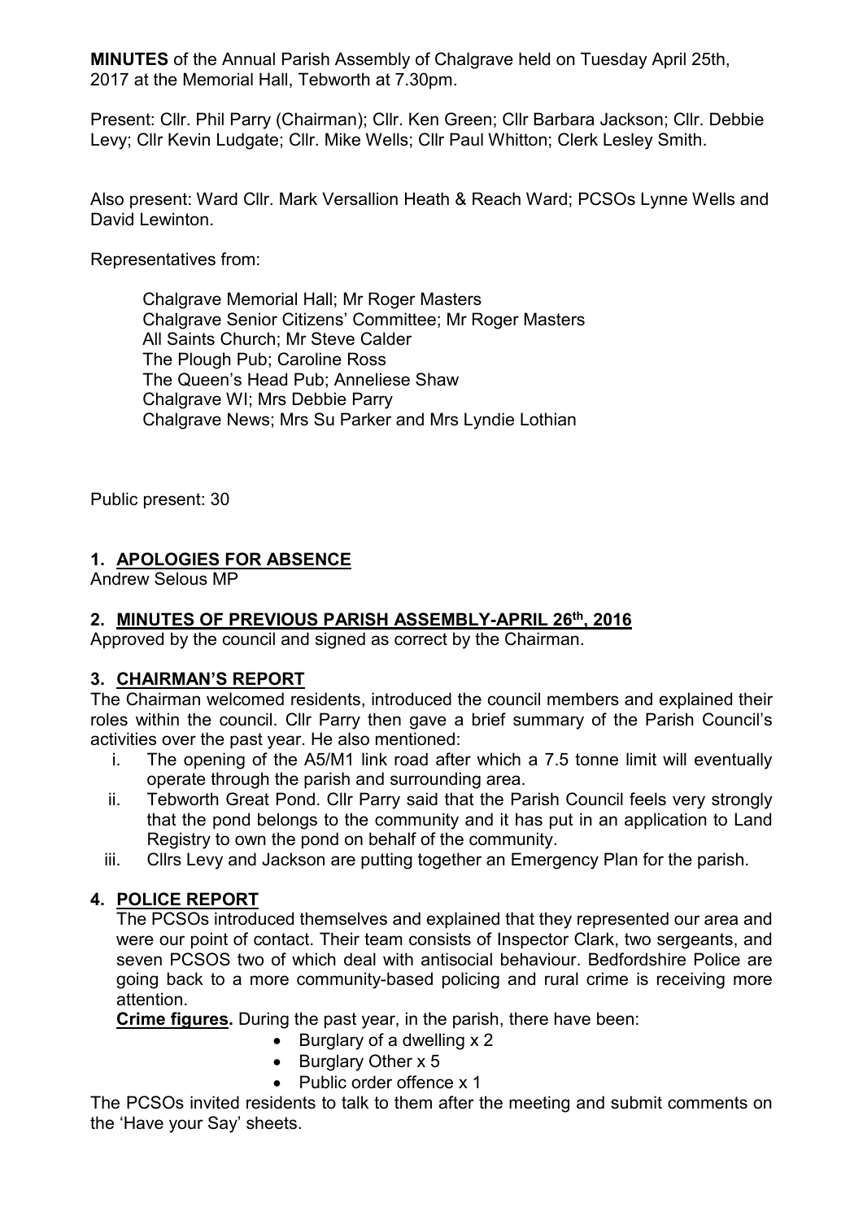**MINUTES** of the Annual Parish Assembly of Chalgrave held on Tuesday April 25th, 2017 at the Memorial Hall, Tebworth at 7.30pm.

Present: Cllr. Phil Parry (Chairman); Cllr. Ken Green; Cllr Barbara Jackson; Cllr. Debbie Levy; Cllr Kevin Ludgate; Cllr. Mike Wells; Cllr Paul Whitton; Clerk Lesley Smith.

Also present: Ward Cllr. Mark Versallion Heath & Reach Ward; PCSOs Lynne Wells and David Lewinton.

Representatives from:

Chalgrave Memorial Hall; Mr Roger Masters
Chalgrave Senior Citizens' Committee; Mr Roger Masters
All Saints Church; Mr Steve Calder
The Plough Pub; Caroline Ross
The Queen's Head Pub; Anneliese Shaw
Chalgrave WI; Mrs Debbie Parry
Chalgrave News; Mrs Su Parker and Mrs Lyndie Lothian

Public present: 30

## 1. APOLOGIES FOR ABSENCE

Andrew Selous MP

## 2. MINUTES OF PREVIOUS PARISH ASSEMBLY-APRIL 26th, 2016

Approved by the council and signed as correct by the Chairman.

## 3. CHAIRMAN'S REPORT

The Chairman welcomed residents, introduced the council members and explained their roles within the council. Cllr Parry then gave a brief summary of the Parish Council's activities over the past year. He also mentioned:

i. The opening of the A5/M1 link road after which a 7.5 tonne limit will eventually operate through the parish and surrounding area.
ii. Tebworth Great Pond. Cllr Parry said that the Parish Council feels very strongly that the pond belongs to the community and it has put in an application to Land Registry to own the pond on behalf of the community.
iii. Cllrs Levy and Jackson are putting together an Emergency Plan for the parish.

## 4. POLICE REPORT

The PCSOs introduced themselves and explained that they represented our area and were our point of contact. Their team consists of Inspector Clark, two sergeants, and seven PCSOS two of which deal with antisocial behaviour. Bedfordshire Police are going back to a more community-based policing and rural crime is receiving more attention.

**Crime figures.** During the past year, in the parish, there have been:

- Burglary of a dwelling x 2
- Burglary Other x 5
- Public order offence x 1

The PCSOs invited residents to talk to them after the meeting and submit comments on the 'Have your Say' sheets.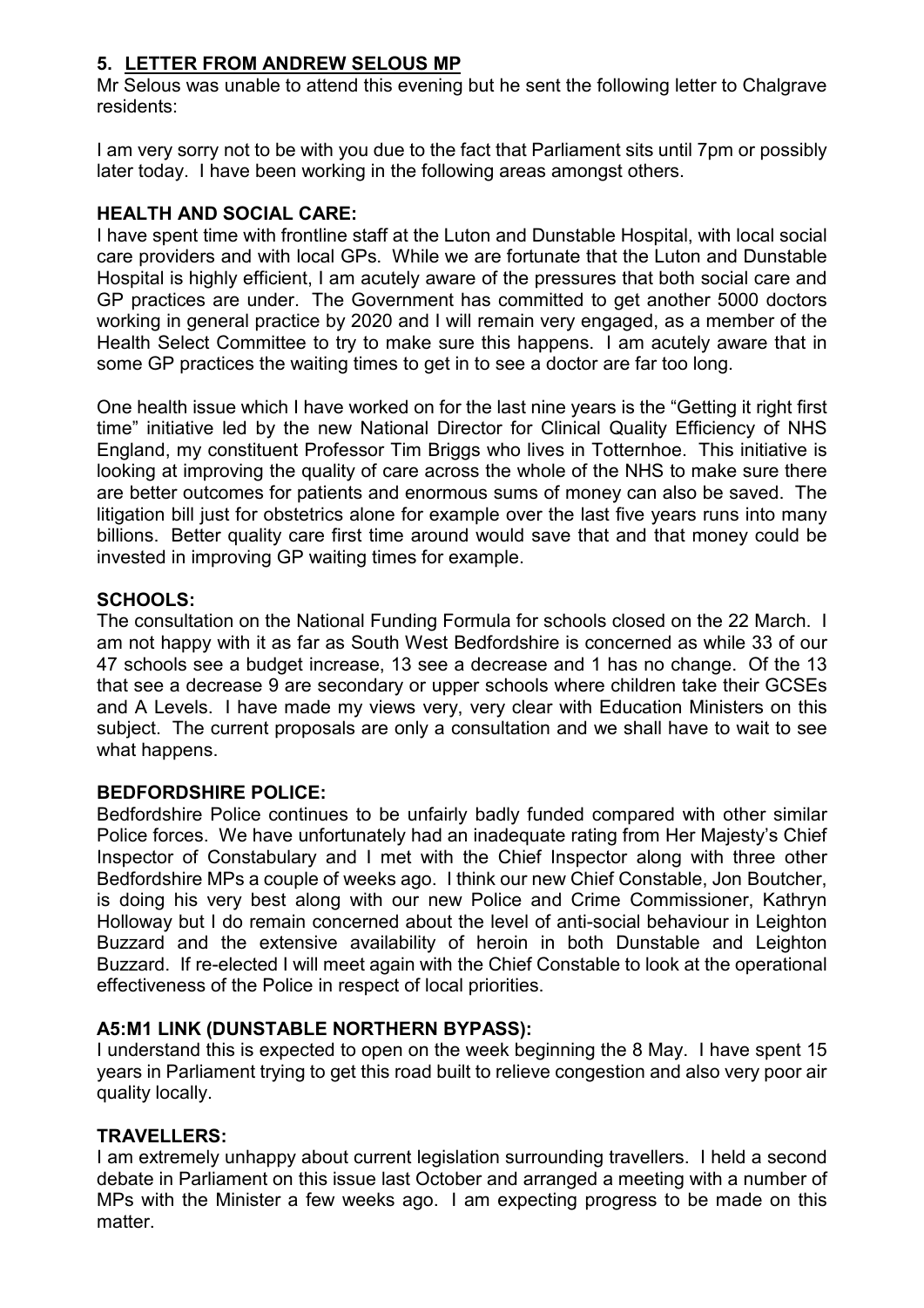## 5. LETTER FROM ANDREW SELOUS MP

Mr Selous was unable to attend this evening but he sent the following letter to Chalgrave residents:

I am very sorry not to be with you due to the fact that Parliament sits until 7pm or possibly later today. I have been working in the following areas amongst others.

### HEALTH AND SOCIAL CARE:

I have spent time with frontline staff at the Luton and Dunstable Hospital, with local social care providers and with local GPs. While we are fortunate that the Luton and Dunstable Hospital is highly efficient, I am acutely aware of the pressures that both social care and GP practices are under. The Government has committed to get another 5000 doctors working in general practice by 2020 and I will remain very engaged, as a member of the Health Select Committee to try to make sure this happens. I am acutely aware that in some GP practices the waiting times to get in to see a doctor are far too long.

One health issue which I have worked on for the last nine years is the "Getting it right first time" initiative led by the new National Director for Clinical Quality Efficiency of NHS England, my constituent Professor Tim Briggs who lives in Totternhoe. This initiative is looking at improving the quality of care across the whole of the NHS to make sure there are better outcomes for patients and enormous sums of money can also be saved. The litigation bill just for obstetrics alone for example over the last five years runs into many billions. Better quality care first time around would save that and that money could be invested in improving GP waiting times for example.

### SCHOOLS:

The consultation on the National Funding Formula for schools closed on the 22 March. I am not happy with it as far as South West Bedfordshire is concerned as while 33 of our 47 schools see a budget increase, 13 see a decrease and 1 has no change. Of the 13 that see a decrease 9 are secondary or upper schools where children take their GCSEs and A Levels. I have made my views very, very clear with Education Ministers on this subject. The current proposals are only a consultation and we shall have to wait to see what happens.

### BEDFORDSHIRE POLICE:

Bedfordshire Police continues to be unfairly badly funded compared with other similar Police forces. We have unfortunately had an inadequate rating from Her Majesty's Chief Inspector of Constabulary and I met with the Chief Inspector along with three other Bedfordshire MPs a couple of weeks ago. I think our new Chief Constable, Jon Boutcher, is doing his very best along with our new Police and Crime Commissioner, Kathryn Holloway but I do remain concerned about the level of anti-social behaviour in Leighton Buzzard and the extensive availability of heroin in both Dunstable and Leighton Buzzard. If re-elected I will meet again with the Chief Constable to look at the operational effectiveness of the Police in respect of local priorities.

### A5:M1 LINK (DUNSTABLE NORTHERN BYPASS):

I understand this is expected to open on the week beginning the 8 May. I have spent 15 years in Parliament trying to get this road built to relieve congestion and also very poor air quality locally.

### TRAVELLERS:

I am extremely unhappy about current legislation surrounding travellers. I held a second debate in Parliament on this issue last October and arranged a meeting with a number of MPs with the Minister a few weeks ago. I am expecting progress to be made on this matter.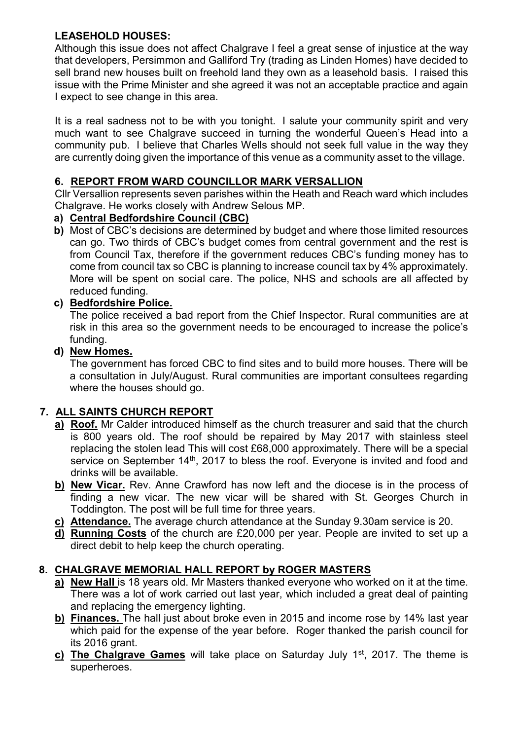**LEASEHOLD HOUSES:**

Although this issue does not affect Chalgrave I feel a great sense of injustice at the way that developers, Persimmon and Galliford Try (trading as Linden Homes) have decided to sell brand new houses built on freehold land they own as a leasehold basis. I raised this issue with the Prime Minister and she agreed it was not an acceptable practice and again I expect to see change in this area.

It is a real sadness not to be with you tonight. I salute your community spirit and very much want to see Chalgrave succeed in turning the wonderful Queen's Head into a community pub. I believe that Charles Wells should not seek full value in the way they are currently doing given the importance of this venue as a community asset to the village.

## 6. REPORT FROM WARD COUNCILLOR MARK VERSALLION

Cllr Versallion represents seven parishes within the Heath and Reach ward which includes Chalgrave. He works closely with Andrew Selous MP.

a) **Central Bedfordshire Council (CBC)**

b) Most of CBC's decisions are determined by budget and where those limited resources can go. Two thirds of CBC's budget comes from central government and the rest is from Council Tax, therefore if the government reduces CBC's funding money has to come from council tax so CBC is planning to increase council tax by 4% approximately. More will be spent on social care. The police, NHS and schools are all affected by reduced funding.

c) **Bedfordshire Police.**
The police received a bad report from the Chief Inspector. Rural communities are at risk in this area so the government needs to be encouraged to increase the police's funding.

d) **New Homes.**
The government has forced CBC to find sites and to build more houses. There will be a consultation in July/August. Rural communities are important consultees regarding where the houses should go.

## 7. ALL SAINTS CHURCH REPORT

a) **Roof.** Mr Calder introduced himself as the church treasurer and said that the church is 800 years old. The roof should be repaired by May 2017 with stainless steel replacing the stolen lead This will cost £68,000 approximately. There will be a special service on September 14th, 2017 to bless the roof. Everyone is invited and food and drinks will be available.

b) **New Vicar.** Rev. Anne Crawford has now left and the diocese is in the process of finding a new vicar. The new vicar will be shared with St. Georges Church in Toddington. The post will be full time for three years.

c) **Attendance.** The average church attendance at the Sunday 9.30am service is 20.

d) **Running Costs** of the church are £20,000 per year. People are invited to set up a direct debit to help keep the church operating.

## 8. CHALGRAVE MEMORIAL HALL REPORT by ROGER MASTERS

a) **New Hall** is 18 years old. Mr Masters thanked everyone who worked on it at the time. There was a lot of work carried out last year, which included a great deal of painting and replacing the emergency lighting.

b) **Finances.** The hall just about broke even in 2015 and income rose by 14% last year which paid for the expense of the year before. Roger thanked the parish council for its 2016 grant.

c) **The Chalgrave Games** will take place on Saturday July 1st, 2017. The theme is superheroes.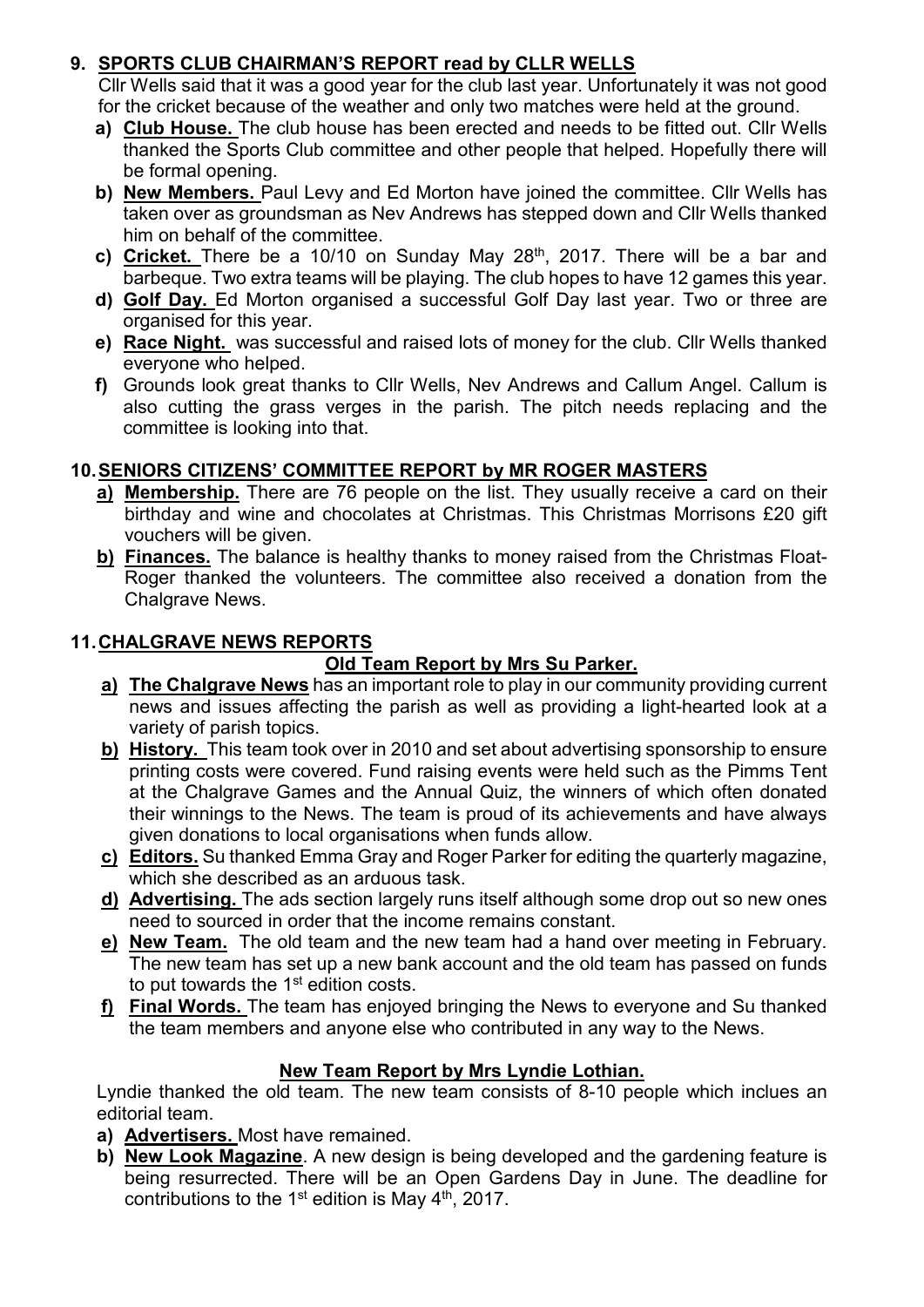## 9. SPORTS CLUB CHAIRMAN'S REPORT read by CLLR WELLS

Cllr Wells said that it was a good year for the club last year. Unfortunately it was not good for the cricket because of the weather and only two matches were held at the ground.

a) **Club House.** The club house has been erected and needs to be fitted out. Cllr Wells thanked the Sports Club committee and other people that helped. Hopefully there will be formal opening.
b) **New Members.** Paul Levy and Ed Morton have joined the committee. Cllr Wells has taken over as groundsman as Nev Andrews has stepped down and Cllr Wells thanked him on behalf of the committee.
c) **Cricket.** There be a 10/10 on Sunday May 28th, 2017. There will be a bar and barbeque. Two extra teams will be playing. The club hopes to have 12 games this year.
d) **Golf Day.** Ed Morton organised a successful Golf Day last year. Two or three are organised for this year.
e) **Race Night.** was successful and raised lots of money for the club. Cllr Wells thanked everyone who helped.
f) Grounds look great thanks to Cllr Wells, Nev Andrews and Callum Angel. Callum is also cutting the grass verges in the parish. The pitch needs replacing and the committee is looking into that.

## 10. SENIORS CITIZENS' COMMITTEE REPORT by MR ROGER MASTERS

a) **Membership.** There are 76 people on the list. They usually receive a card on their birthday and wine and chocolates at Christmas. This Christmas Morrisons £20 gift vouchers will be given.
b) **Finances.** The balance is healthy thanks to money raised from the Christmas Float- Roger thanked the volunteers. The committee also received a donation from the Chalgrave News.

## 11. CHALGRAVE NEWS REPORTS

### Old Team Report by Mrs Su Parker.

a) **The Chalgrave News** has an important role to play in our community providing current news and issues affecting the parish as well as providing a light-hearted look at a variety of parish topics.
b) **History.** This team took over in 2010 and set about advertising sponsorship to ensure printing costs were covered. Fund raising events were held such as the Pimms Tent at the Chalgrave Games and the Annual Quiz, the winners of which often donated their winnings to the News. The team is proud of its achievements and have always given donations to local organisations when funds allow.
c) **Editors.** Su thanked Emma Gray and Roger Parker for editing the quarterly magazine, which she described as an arduous task.
d) **Advertising.** The ads section largely runs itself although some drop out so new ones need to sourced in order that the income remains constant.
e) **New Team.** The old team and the new team had a hand over meeting in February. The new team has set up a new bank account and the old team has passed on funds to put towards the 1st edition costs.
f) **Final Words.** The team has enjoyed bringing the News to everyone and Su thanked the team members and anyone else who contributed in any way to the News.

### New Team Report by Mrs Lyndie Lothian.

Lyndie thanked the old team. The new team consists of 8-10 people which inclues an editorial team.

a) **Advertisers.** Most have remained.
b) **New Look Magazine**. A new design is being developed and the gardening feature is being resurrected. There will be an Open Gardens Day in June. The deadline for contributions to the 1st edition is May 4th, 2017.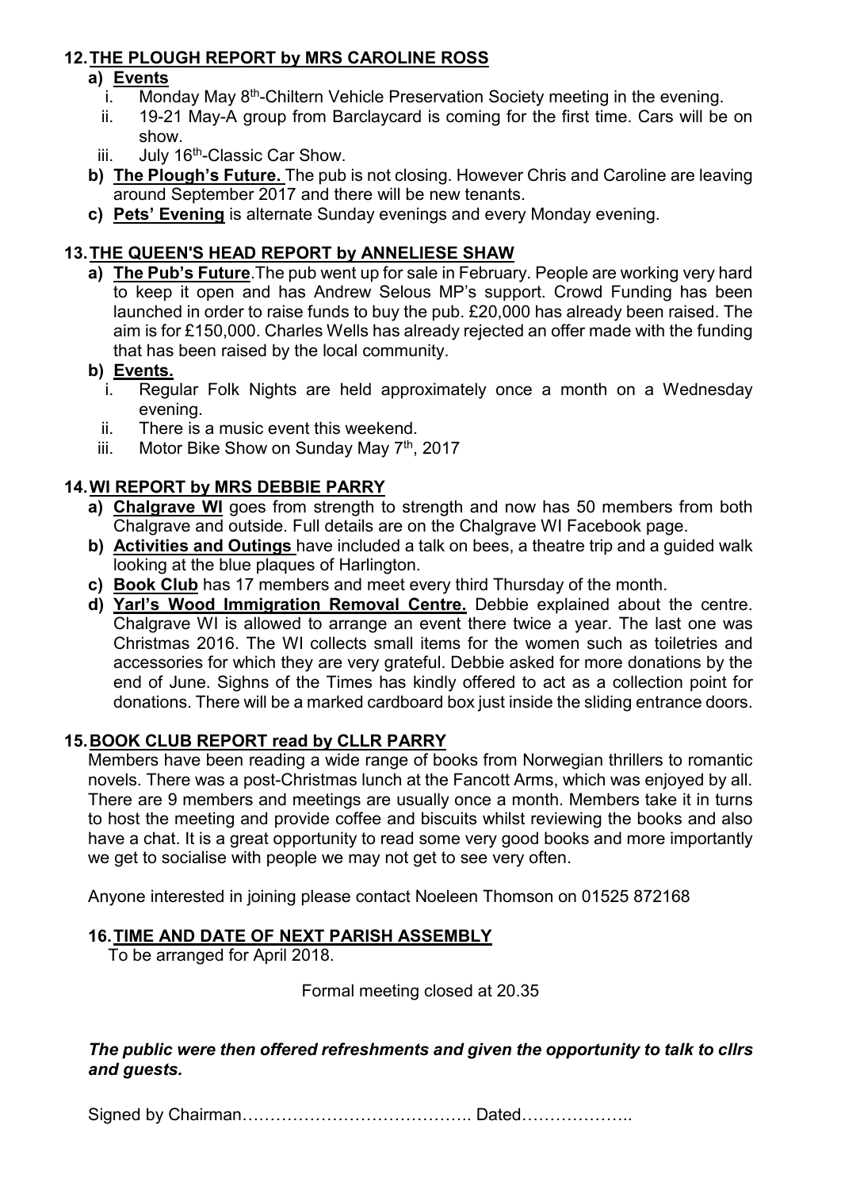## 12. THE PLOUGH REPORT by MRS CAROLINE ROSS

a) **Events**
   i. Monday May 8th-Chiltern Vehicle Preservation Society meeting in the evening.
   ii. 19-21 May-A group from Barclaycard is coming for the first time. Cars will be on show.
   iii. July 16th-Classic Car Show.

b) **The Plough's Future.** The pub is not closing. However Chris and Caroline are leaving around September 2017 and there will be new tenants.

c) **Pets' Evening** is alternate Sunday evenings and every Monday evening.

## 13. THE QUEEN'S HEAD REPORT by ANNELIESE SHAW

a) **The Pub's Future**.The pub went up for sale in February. People are working very hard to keep it open and has Andrew Selous MP's support. Crowd Funding has been launched in order to raise funds to buy the pub. £20,000 has already been raised. The aim is for £150,000. Charles Wells has already rejected an offer made with the funding that has been raised by the local community.

b) **Events.**
   i. Regular Folk Nights are held approximately once a month on a Wednesday evening.
   ii. There is a music event this weekend.
   iii. Motor Bike Show on Sunday May 7th, 2017

## 14. WI REPORT by MRS DEBBIE PARRY

a) **Chalgrave WI** goes from strength to strength and now has 50 members from both Chalgrave and outside. Full details are on the Chalgrave WI Facebook page.

b) **Activities and Outings** have included a talk on bees, a theatre trip and a guided walk looking at the blue plaques of Harlington.

c) **Book Club** has 17 members and meet every third Thursday of the month.

d) **Yarl's Wood Immigration Removal Centre.** Debbie explained about the centre. Chalgrave WI is allowed to arrange an event there twice a year. The last one was Christmas 2016. The WI collects small items for the women such as toiletries and accessories for which they are very grateful. Debbie asked for more donations by the end of June. Sighns of the Times has kindly offered to act as a collection point for donations. There will be a marked cardboard box just inside the sliding entrance doors.

## 15. BOOK CLUB REPORT read by CLLR PARRY

Members have been reading a wide range of books from Norwegian thrillers to romantic novels. There was a post-Christmas lunch at the Fancott Arms, which was enjoyed by all. There are 9 members and meetings are usually once a month. Members take it in turns to host the meeting and provide coffee and biscuits whilst reviewing the books and also have a chat. It is a great opportunity to read some very good books and more importantly we get to socialise with people we may not get to see very often.

Anyone interested in joining please contact Noeleen Thomson on 01525 872168

## 16. TIME AND DATE OF NEXT PARISH ASSEMBLY

To be arranged for April 2018.

Formal meeting closed at 20.35

***The public were then offered refreshments and given the opportunity to talk to cllrs and guests.***

Signed by Chairman………………………………….. Dated………………..